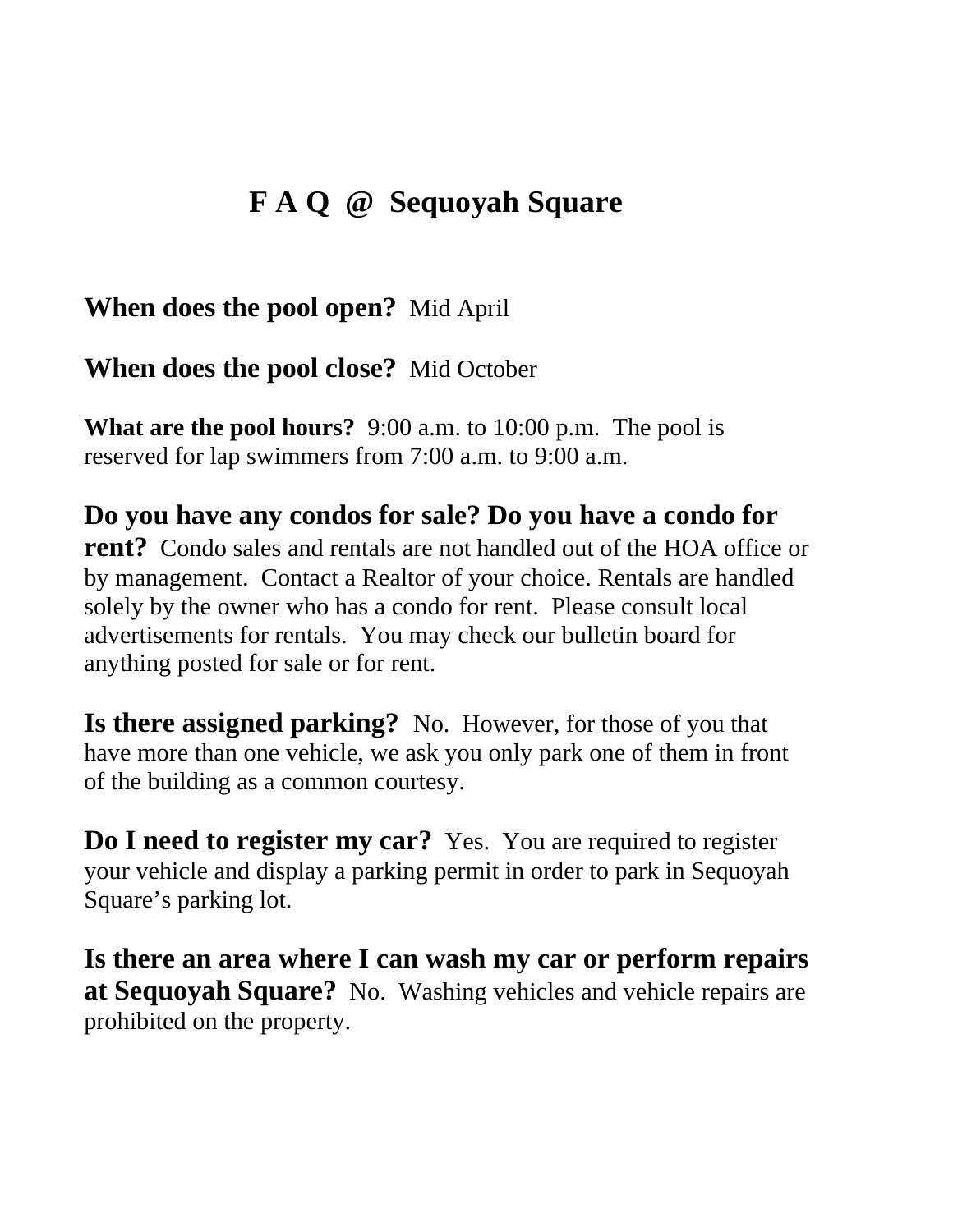# F A Q @ Sequoyah Square

**When does the pool open?** Mid April

**When does the pool close?** Mid October

**What are the pool hours?** 9:00 a.m. to 10:00 p.m. The pool is reserved for lap swimmers from 7:00 a.m. to 9:00 a.m.

**Do you have any condos for sale? Do you have a condo for rent?** Condo sales and rentals are not handled out of the HOA office or by management. Contact a Realtor of your choice. Rentals are handled solely by the owner who has a condo for rent. Please consult local advertisements for rentals. You may check our bulletin board for anything posted for sale or for rent.

**Is there assigned parking?** No. However, for those of you that have more than one vehicle, we ask you only park one of them in front of the building as a common courtesy.

**Do I need to register my car?** Yes. You are required to register your vehicle and display a parking permit in order to park in Sequoyah Square's parking lot.

**Is there an area where I can wash my car or perform repairs at Sequoyah Square?** No. Washing vehicles and vehicle repairs are prohibited on the property.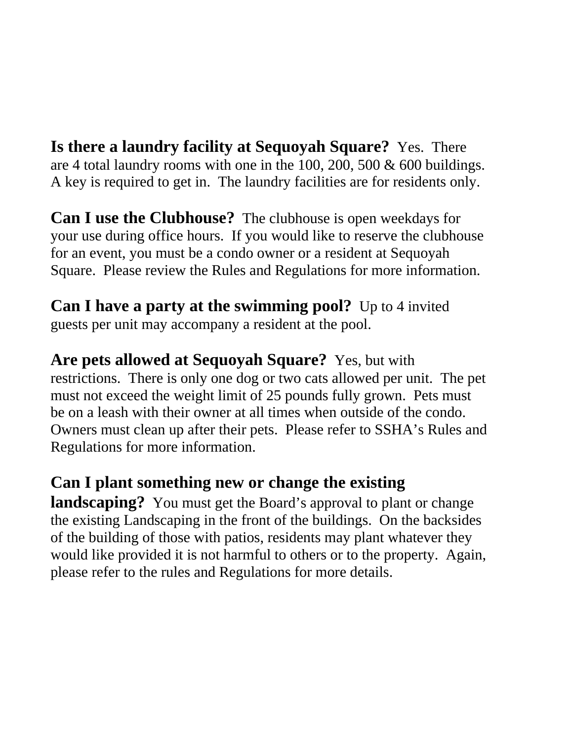**Is there a laundry facility at Sequoyah Square?** Yes. There are 4 total laundry rooms with one in the 100, 200, 500 & 600 buildings. A key is required to get in. The laundry facilities are for residents only.

**Can I use the Clubhouse?** The clubhouse is open weekdays for your use during office hours. If you would like to reserve the clubhouse for an event, you must be a condo owner or a resident at Sequoyah Square. Please review the Rules and Regulations for more information.

**Can I have a party at the swimming pool?** Up to 4 invited guests per unit may accompany a resident at the pool.

**Are pets allowed at Sequoyah Square?** Yes, but with restrictions. There is only one dog or two cats allowed per unit. The pet must not exceed the weight limit of 25 pounds fully grown. Pets must be on a leash with their owner at all times when outside of the condo. Owners must clean up after their pets. Please refer to SSHA's Rules and Regulations for more information.

**Can I plant something new or change the existing landscaping?** You must get the Board's approval to plant or change the existing Landscaping in the front of the buildings. On the backsides of the building of those with patios, residents may plant whatever they would like provided it is not harmful to others or to the property. Again, please refer to the rules and Regulations for more details.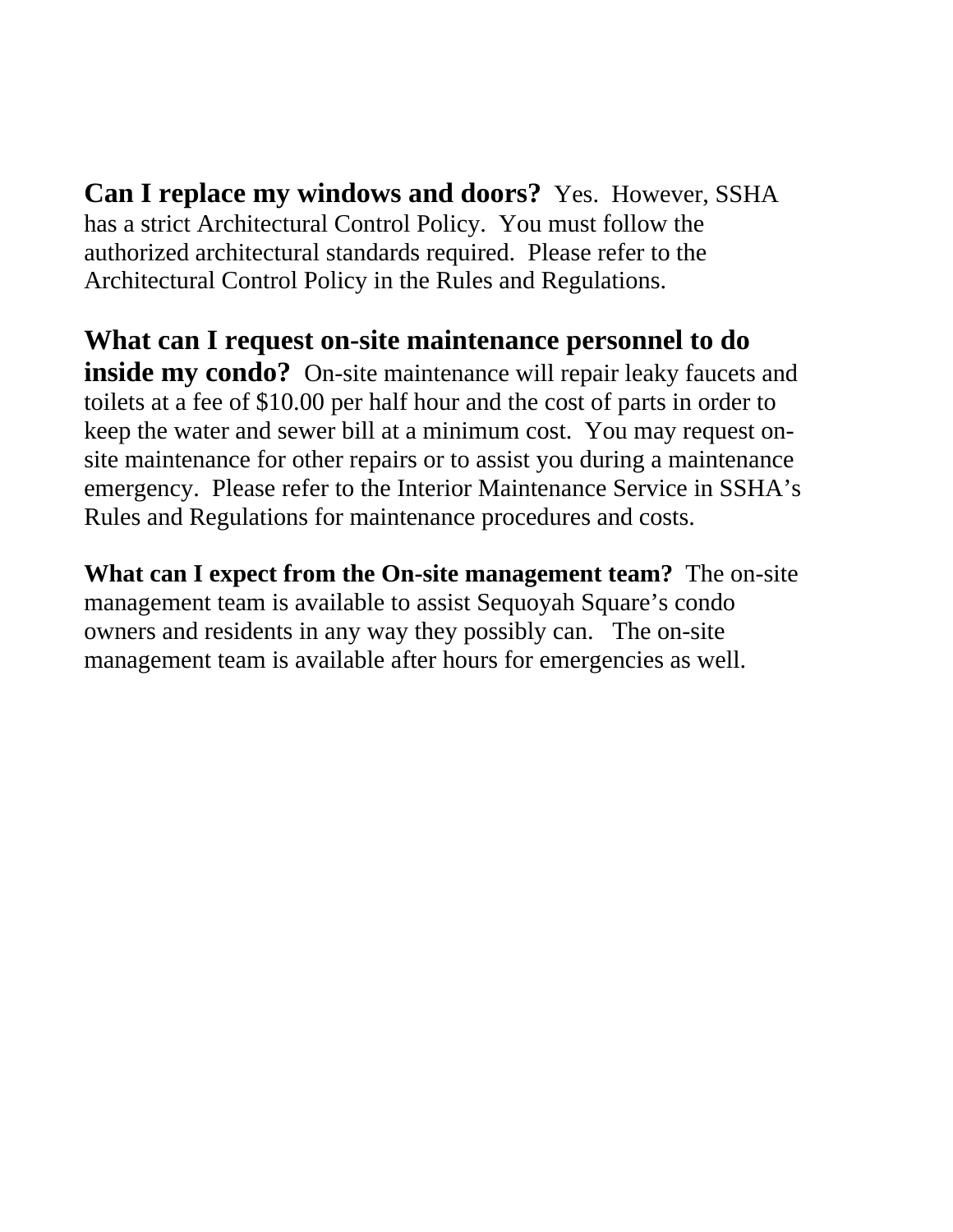**Can I replace my windows and doors?** Yes. However, SSHA has a strict Architectural Control Policy. You must follow the authorized architectural standards required. Please refer to the Architectural Control Policy in the Rules and Regulations.

**What can I request on-site maintenance personnel to do inside my condo?** On-site maintenance will repair leaky faucets and toilets at a fee of $10.00 per half hour and the cost of parts in order to keep the water and sewer bill at a minimum cost. You may request on-site maintenance for other repairs or to assist you during a maintenance emergency. Please refer to the Interior Maintenance Service in SSHA's Rules and Regulations for maintenance procedures and costs.

**What can I expect from the On-site management team?** The on-site management team is available to assist Sequoyah Square's condo owners and residents in any way they possibly can. The on-site management team is available after hours for emergencies as well.